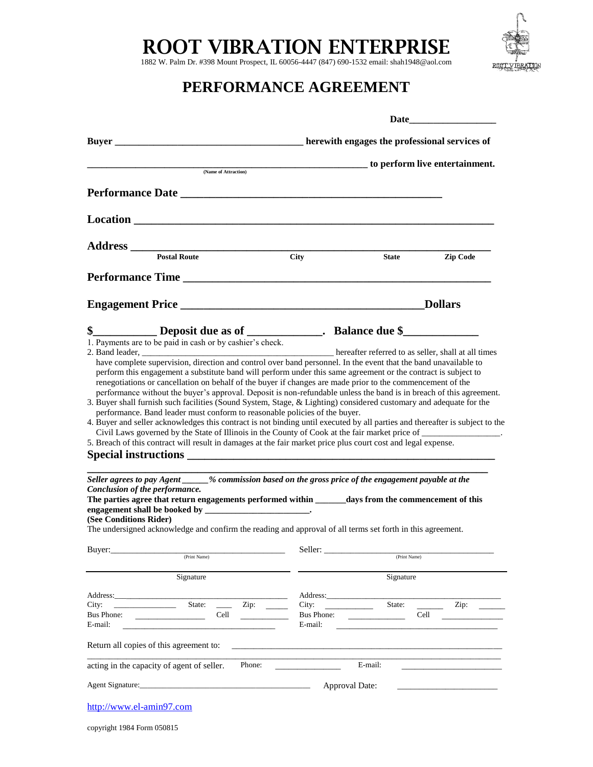# ROOT VIBRATION ENTERPRISE

1882 W. Palm Dr. #398 Mount Prospect, IL 60056-4447 (847) 690-1532 email: shah1948@aol.com

## PERFORMANCE AGREEMENT

**Date\_\_\_\_\_\_\_\_\_\_\_\_\_\_\_\_\_\_**

**Buyer \_\_\_\_\_\_\_\_\_\_\_\_\_\_\_\_\_\_\_\_\_\_\_\_\_\_\_\_\_\_\_\_\_\_\_\_\_\_ herewith engages the professional services of**

**\_\_\_\_\_\_\_\_\_\_\_\_\_\_\_\_\_\_\_\_\_\_\_\_\_\_\_\_\_\_\_\_\_\_\_\_\_\_\_\_\_\_\_\_\_\_\_\_\_\_\_\_\_ to perform live entertainment.**
(Name of Attraction)

**Performance Date \_\_\_\_\_\_\_\_\_\_\_\_\_\_\_\_\_\_\_\_\_\_\_\_\_\_\_\_\_\_\_\_\_\_\_\_\_\_\_\_\_\_\_\_**

**Location \_\_\_\_\_\_\_\_\_\_\_\_\_\_\_\_\_\_\_\_\_\_\_\_\_\_\_\_\_\_\_\_\_\_\_\_\_\_\_\_\_\_\_\_\_\_\_\_\_\_\_\_\_\_\_\_\_\_\_\_**

**Address \_\_\_\_\_\_\_\_\_\_\_\_\_\_\_\_\_\_\_\_\_\_\_\_\_\_\_\_\_\_\_\_\_\_\_\_\_\_\_\_\_\_\_\_\_\_\_\_\_\_\_\_\_\_\_\_\_\_\_\_**
**Postal Route** **City** **State** **Zip Code**

**Performance Time \_\_\_\_\_\_\_\_\_\_\_\_\_\_\_\_\_\_\_\_\_\_\_\_\_\_\_\_\_\_\_\_\_\_\_\_\_\_\_\_\_\_\_\_\_\_\_\_\_\_\_\_\_\_**

**Engagement Price \_\_\_\_\_\_\_\_\_\_\_\_\_\_\_\_\_\_\_\_\_\_\_\_\_\_\_\_\_\_\_\_\_\_\_\_\_\_\_\_\_\_Dollars**

**$\_\_\_\_\_\_\_\_\_\_\_ Deposit due as of \_\_\_\_\_\_\_\_\_\_\_\_\_. Balance due $\_\_\_\_\_\_\_\_\_\_\_\_\_**

1. Payments are to be paid in cash or by cashier's check.
2. Band leader, \_\_\_\_\_\_\_\_\_\_\_\_\_\_\_\_\_\_\_\_\_\_\_\_\_\_\_\_\_\_\_\_\_\_\_\_\_\_\_\_\_\_\_ hereafter referred to as seller, shall at all times have complete supervision, direction and control over band personnel. In the event that the band unavailable to perform this engagement a substitute band will perform under this same agreement or the contract is subject to renegotiations or cancellation on behalf of the buyer if changes are made prior to the commencement of the performance without the buyer's approval. Deposit is non-refundable unless the band is in breach of this agreement.
3. Buyer shall furnish such facilities (Sound System, Stage, & Lighting) considered customary and adequate for the performance. Band leader must conform to reasonable policies of the buyer.
4. Buyer and seller acknowledges this contract is not binding until executed by all parties and thereafter is subject to the Civil Laws governed by the State of Illinois in the County of Cook at the fair market price of \_\_\_\_\_\_\_\_\_\_\_\_\_\_\_\_\_.
5. Breach of this contract will result in damages at the fair market price plus court cost and legal expense.

**Special instructions \_\_\_\_\_\_\_\_\_\_\_\_\_\_\_\_\_\_\_\_\_\_\_\_\_\_\_\_\_\_\_\_\_\_\_\_\_\_\_\_\_\_\_\_\_\_\_\_\_\_\_\_\_**

**\_\_\_\_\_\_\_\_\_\_\_\_\_\_\_\_\_\_\_\_\_\_\_\_\_\_\_\_\_\_\_\_\_\_\_\_\_\_\_\_\_\_\_\_\_\_\_\_\_\_\_\_\_\_\_\_\_\_\_\_\_\_\_\_\_\_\_\_\_\_**

***Seller agrees to pay Agent \_\_\_\_\_\_% commission based on the gross price of the engagement payable at the Conclusion of the performance.***

**The parties agree that return engagements performed within \_\_\_\_\_\_\_days from the commencement of this engagement shall be booked by \_\_\_\_\_\_\_\_\_\_\_\_\_\_\_\_\_\_\_\_\_\_\_.**

**(See Conditions Rider)**

The undersigned acknowledge and confirm the reading and approval of all terms set forth in this agreement.

Buyer:\_\_\_\_\_\_\_\_\_\_\_\_\_\_\_\_\_\_\_\_\_\_\_\_\_\_\_\_\_\_\_\_\_\_\_\_\_\_\_\_\_
(Print Name)

\_\_\_\_\_\_\_\_\_\_\_\_\_\_\_\_\_\_\_\_\_\_\_\_\_\_\_\_\_\_\_\_\_\_\_\_\_\_\_\_\_\_\_\_\_\_\_\_
Signature

Address:\_\_\_\_\_\_\_\_\_\_\_\_\_\_\_\_\_\_\_\_\_\_\_\_\_\_\_\_\_\_\_\_\_\_\_\_\_\_\_\_\_\_\_
City: \_\_\_\_\_\_\_\_\_\_\_\_\_\_\_ State: \_\_\_\_ Zip: \_\_\_\_\_\_
Bus Phone: \_\_\_\_\_\_\_\_\_\_\_\_\_\_\_\_\_ Cell \_\_\_\_\_\_\_\_\_\_\_\_
E-mail: \_\_\_\_\_\_\_\_\_\_\_\_\_\_\_\_\_\_\_\_\_\_\_\_\_\_\_\_\_\_\_\_\_\_\_\_\_\_

Seller: \_\_\_\_\_\_\_\_\_\_\_\_\_\_\_\_\_\_\_\_\_\_\_\_\_\_\_\_\_\_\_\_\_\_\_\_\_\_\_\_\_
(Print Name)

\_\_\_\_\_\_\_\_\_\_\_\_\_\_\_\_\_\_\_\_\_\_\_\_\_\_\_\_\_\_\_\_\_\_\_\_\_\_\_\_\_\_\_\_\_\_\_\_
Signature

Address:\_\_\_\_\_\_\_\_\_\_\_\_\_\_\_\_\_\_\_\_\_\_\_\_\_\_\_\_\_\_\_\_\_\_\_\_\_\_\_\_\_\_\_
City: \_\_\_\_\_\_\_\_\_\_\_\_ State: \_\_\_\_\_\_ Zip: \_\_\_\_\_\_\_
Bus Phone: \_\_\_\_\_\_\_\_\_\_\_\_\_\_ Cell \_\_\_\_\_\_\_\_\_\_\_\_\_\_\_
E-mail: \_\_\_\_\_\_\_\_\_\_\_\_\_\_\_\_\_\_\_\_\_\_\_\_\_\_\_\_\_\_\_\_\_\_\_\_\_\_\_\_

Return all copies of this agreement to: \_\_\_\_\_\_\_\_\_\_\_\_\_\_\_\_\_\_\_\_\_\_\_\_\_\_\_\_\_\_\_\_\_\_\_\_\_\_\_\_\_\_\_\_\_\_\_\_\_\_\_\_\_\_\_\_\_\_\_\_\_\_\_\_\_

acting in the capacity of agent of seller. Phone: \_\_\_\_\_\_\_\_\_\_\_\_\_\_\_ E-mail: \_\_\_\_\_\_\_\_\_\_\_\_\_\_\_\_\_\_\_\_\_\_\_\_

Agent Signature:\_\_\_\_\_\_\_\_\_\_\_\_\_\_\_\_\_\_\_\_\_\_\_\_\_\_\_\_\_\_\_\_\_\_\_\_\_\_\_\_\_ Approval Date: \_\_\_\_\_\_\_\_\_\_\_\_\_\_\_\_\_\_\_\_\_\_\_

http://www.el-amin97.com

copyright 1984 Form 050815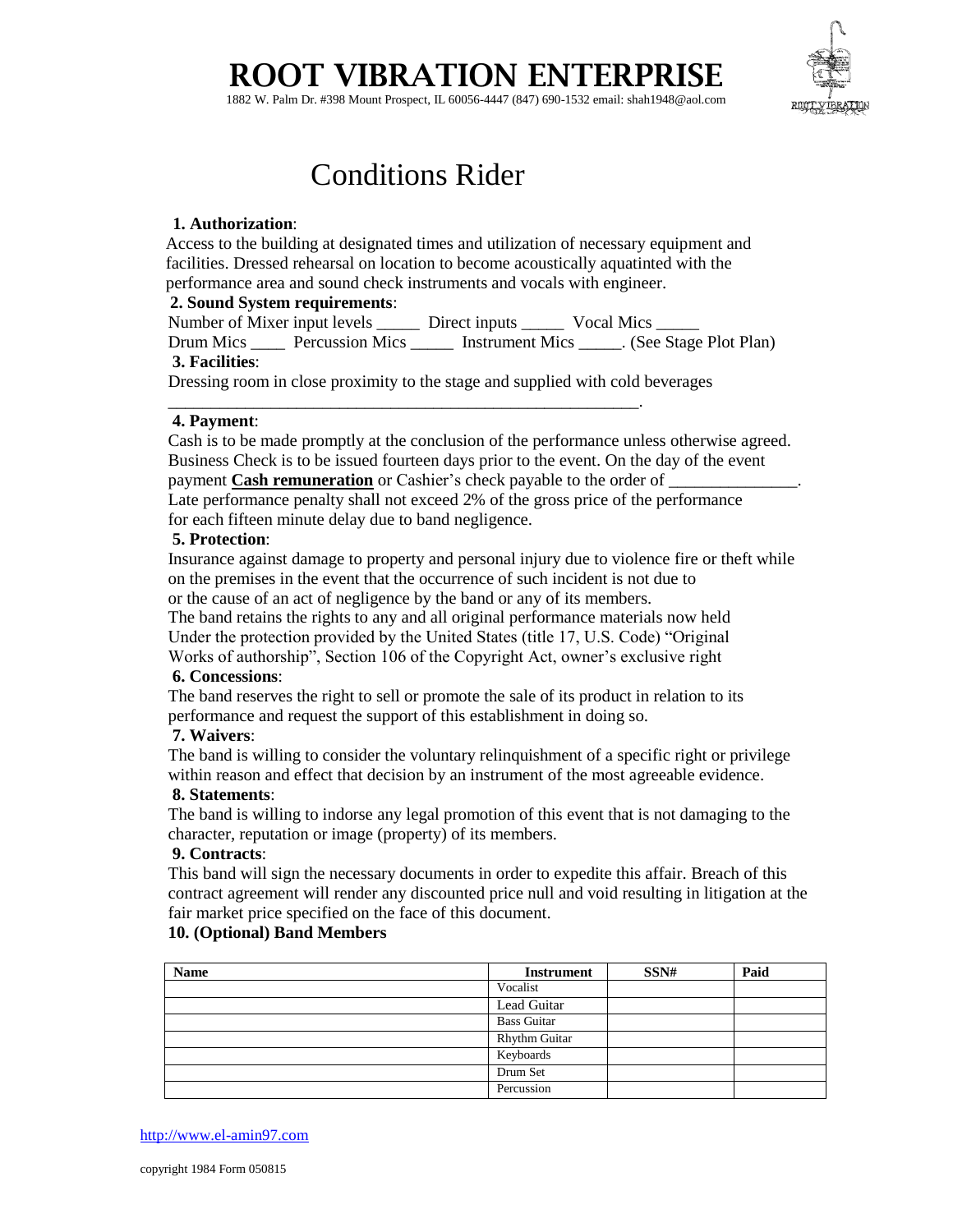# ROOT VIBRATION ENTERPRISE

1882 W. Palm Dr. #398 Mount Prospect, IL 60056-4447 (847) 690-1532 email: shah1948@aol.com

## Conditions Rider

**1. Authorization**:
Access to the building at designated times and utilization of necessary equipment and facilities. Dressed rehearsal on location to become acoustically aquatinted with the performance area and sound check instruments and vocals with engineer.

**2. Sound System requirements**:
Number of Mixer input levels _____ Direct inputs _____ Vocal Mics _____
Drum Mics ____ Percussion Mics _____ Instrument Mics _____. (See Stage Plot Plan)

**3. Facilities**:
Dressing room in close proximity to the stage and supplied with cold beverages
_______________________________________________________.

**4. Payment**:
Cash is to be made promptly at the conclusion of the performance unless otherwise agreed. Business Check is to be issued fourteen days prior to the event. On the day of the event payment **Cash remuneration** or Cashier's check payable to the order of _______________.
Late performance penalty shall not exceed 2% of the gross price of the performance for each fifteen minute delay due to band negligence.

**5. Protection**:
Insurance against damage to property and personal injury due to violence fire or theft while on the premises in the event that the occurrence of such incident is not due to or the cause of an act of negligence by the band or any of its members.
The band retains the rights to any and all original performance materials now held Under the protection provided by the United States (title 17, U.S. Code) "Original Works of authorship", Section 106 of the Copyright Act, owner's exclusive right

**6. Concessions**:
The band reserves the right to sell or promote the sale of its product in relation to its performance and request the support of this establishment in doing so.

**7. Waivers**:
The band is willing to consider the voluntary relinquishment of a specific right or privilege within reason and effect that decision by an instrument of the most agreeable evidence.

**8. Statements**:
The band is willing to indorse any legal promotion of this event that is not damaging to the character, reputation or image (property) of its members.

**9. Contracts**:
This band will sign the necessary documents in order to expedite this affair. Breach of this contract agreement will render any discounted price null and void resulting in litigation at the fair market price specified on the face of this document.

**10. (Optional) Band Members**

| Name | Instrument | SSN# | Paid |
|---|---|---|---|
| | Vocalist | | |
| | Lead Guitar | | |
| | Bass Guitar | | |
| | Rhythm Guitar | | |
| | Keyboards | | |
| | Drum Set | | |
| | Percussion | | |

http://www.el-amin97.com

copyright 1984 Form 050815